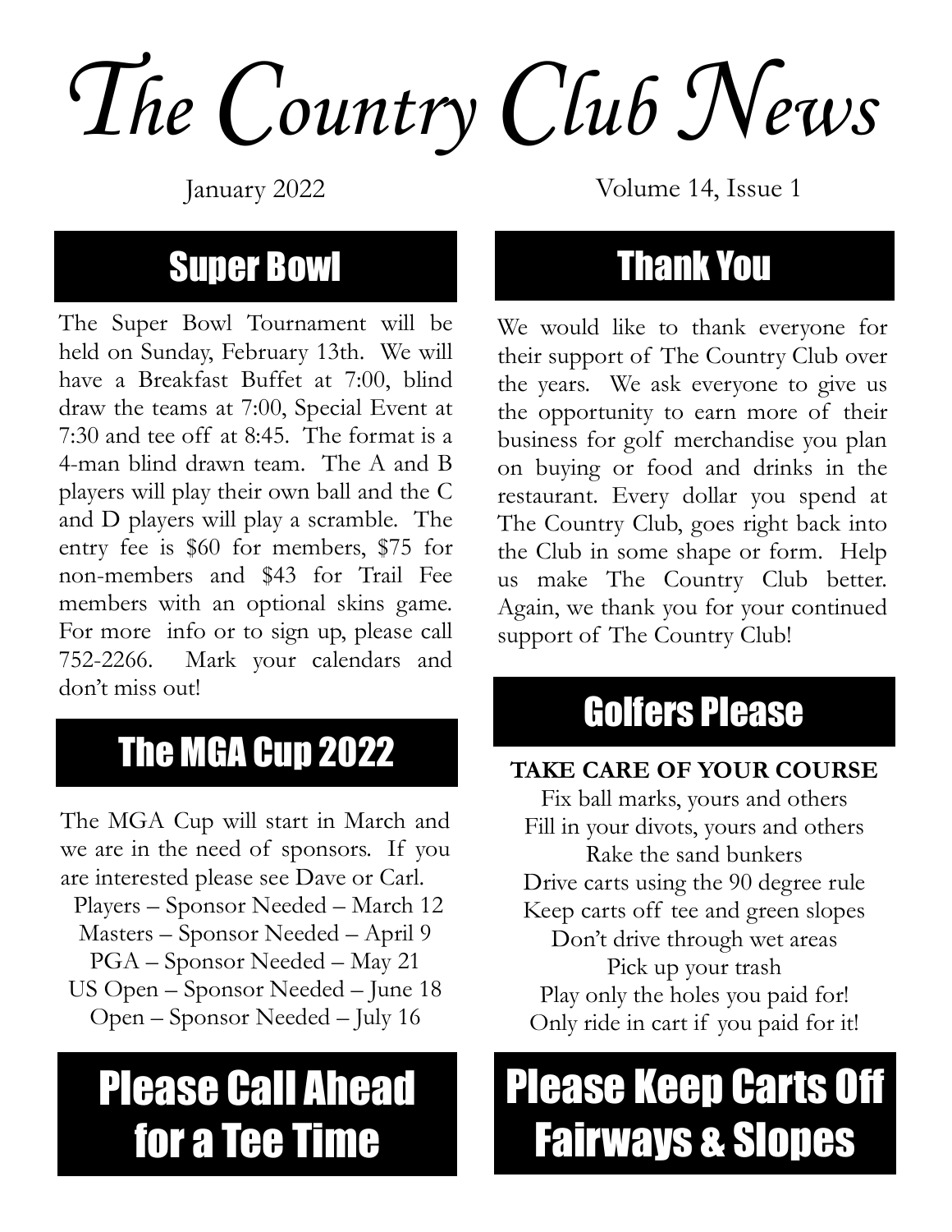# The Country Club News

January 2022 Volume 14, Issue 1

## Super Bowl

The Super Bowl Tournament will be held on Sunday, February 13th. We will have a Breakfast Buffet at 7:00, blind draw the teams at 7:00, Special Event at 7:30 and tee off at 8:45. The format is a 4-man blind drawn team. The A and B players will play their own ball and the C and D players will play a scramble. The entry fee is $60 for members, $75 for non-members and $43 for Trail Fee members with an optional skins game. For more info or to sign up, please call 752-2266. Mark your calendars and don't miss out!

## The MGA Cup 2022

The MGA Cup will start in March and we are in the need of sponsors. If you are interested please see Dave or Carl.

Players – Sponsor Needed – March 12
Masters – Sponsor Needed – April 9
PGA – Sponsor Needed – May 21
US Open – Sponsor Needed – June 18
Open – Sponsor Needed – July 16

## Please Call Ahead for a Tee Time

## Thank You

We would like to thank everyone for their support of The Country Club over the years. We ask everyone to give us the opportunity to earn more of their business for golf merchandise you plan on buying or food and drinks in the restaurant. Every dollar you spend at The Country Club, goes right back into the Club in some shape or form. Help us make The Country Club better. Again, we thank you for your continued support of The Country Club!

## Golfers Please

**TAKE CARE OF YOUR COURSE**

Fix ball marks, yours and others
Fill in your divots, yours and others
Rake the sand bunkers
Drive carts using the 90 degree rule
Keep carts off tee and green slopes
Don't drive through wet areas
Pick up your trash
Play only the holes you paid for!
Only ride in cart if you paid for it!

## Please Keep Carts Off Fairways & Slopes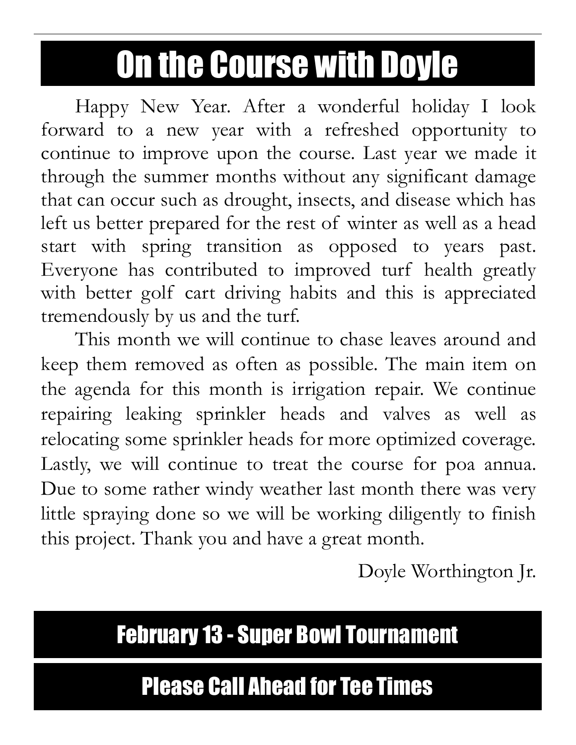# On the Course with Doyle

Happy New Year. After a wonderful holiday I look forward to a new year with a refreshed opportunity to continue to improve upon the course. Last year we made it through the summer months without any significant damage that can occur such as drought, insects, and disease which has left us better prepared for the rest of winter as well as a head start with spring transition as opposed to years past. Everyone has contributed to improved turf health greatly with better golf cart driving habits and this is appreciated tremendously by us and the turf.

This month we will continue to chase leaves around and keep them removed as often as possible. The main item on the agenda for this month is irrigation repair. We continue repairing leaking sprinkler heads and valves as well as relocating some sprinkler heads for more optimized coverage. Lastly, we will continue to treat the course for poa annua. Due to some rather windy weather last month there was very little spraying done so we will be working diligently to finish this project. Thank you and have a great month.

Doyle Worthington Jr.

## February 13 - Super Bowl Tournament

## Please Call Ahead for Tee Times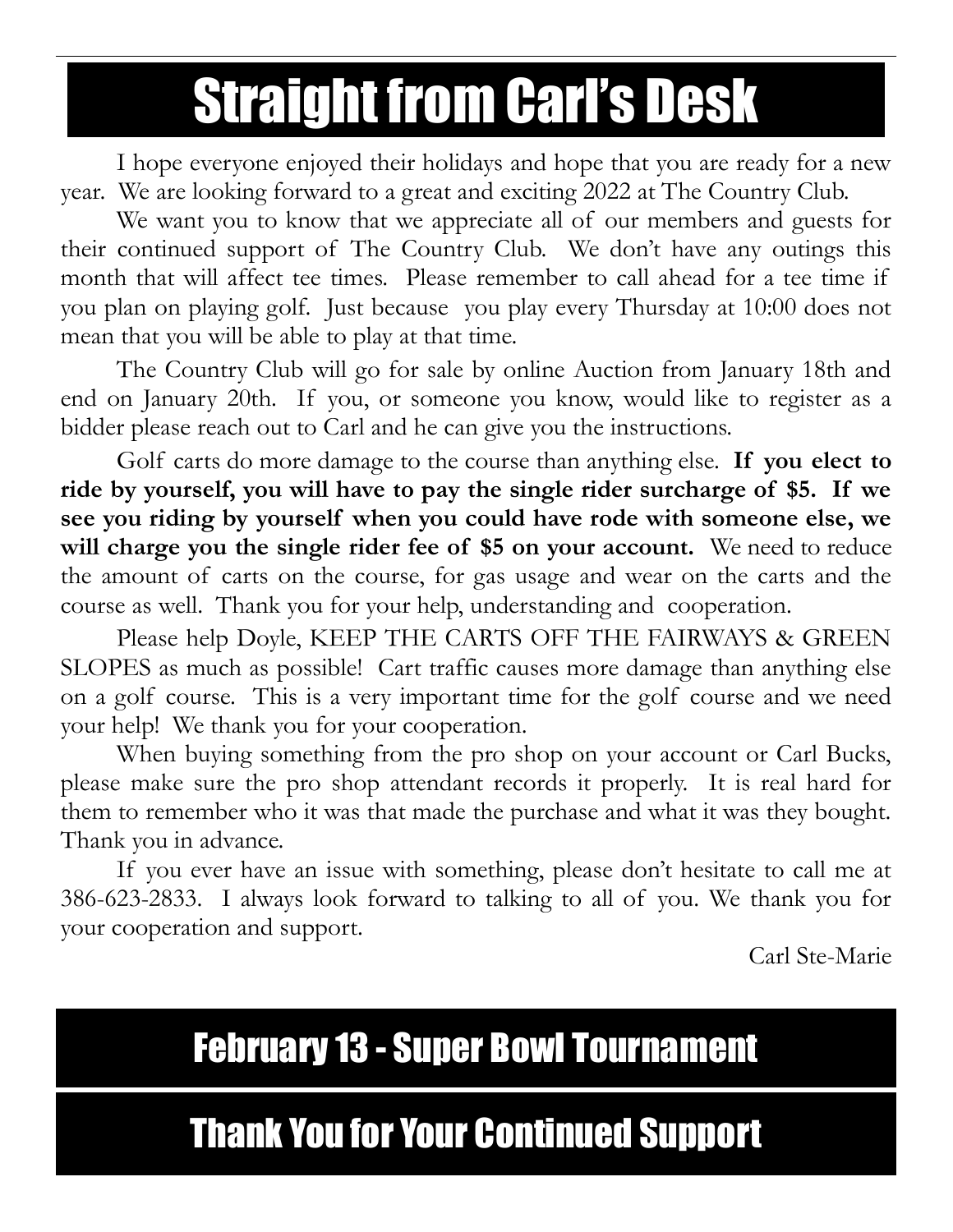# Straight from Carl's Desk

I hope everyone enjoyed their holidays and hope that you are ready for a new year. We are looking forward to a great and exciting 2022 at The Country Club.

We want you to know that we appreciate all of our members and guests for their continued support of The Country Club. We don't have any outings this month that will affect tee times. Please remember to call ahead for a tee time if you plan on playing golf. Just because you play every Thursday at 10:00 does not mean that you will be able to play at that time.

The Country Club will go for sale by online Auction from January 18th and end on January 20th. If you, or someone you know, would like to register as a bidder please reach out to Carl and he can give you the instructions.

Golf carts do more damage to the course than anything else. **If you elect to ride by yourself, you will have to pay the single rider surcharge of $5. If we see you riding by yourself when you could have rode with someone else, we will charge you the single rider fee of $5 on your account.** We need to reduce the amount of carts on the course, for gas usage and wear on the carts and the course as well. Thank you for your help, understanding and cooperation.

Please help Doyle, KEEP THE CARTS OFF THE FAIRWAYS & GREEN SLOPES as much as possible! Cart traffic causes more damage than anything else on a golf course. This is a very important time for the golf course and we need your help! We thank you for your cooperation.

When buying something from the pro shop on your account or Carl Bucks, please make sure the pro shop attendant records it properly. It is real hard for them to remember who it was that made the purchase and what it was they bought. Thank you in advance.

If you ever have an issue with something, please don't hesitate to call me at 386-623-2833. I always look forward to talking to all of you. We thank you for your cooperation and support.

Carl Ste-Marie

## February 13 - Super Bowl Tournament

## Thank You for Your Continued Support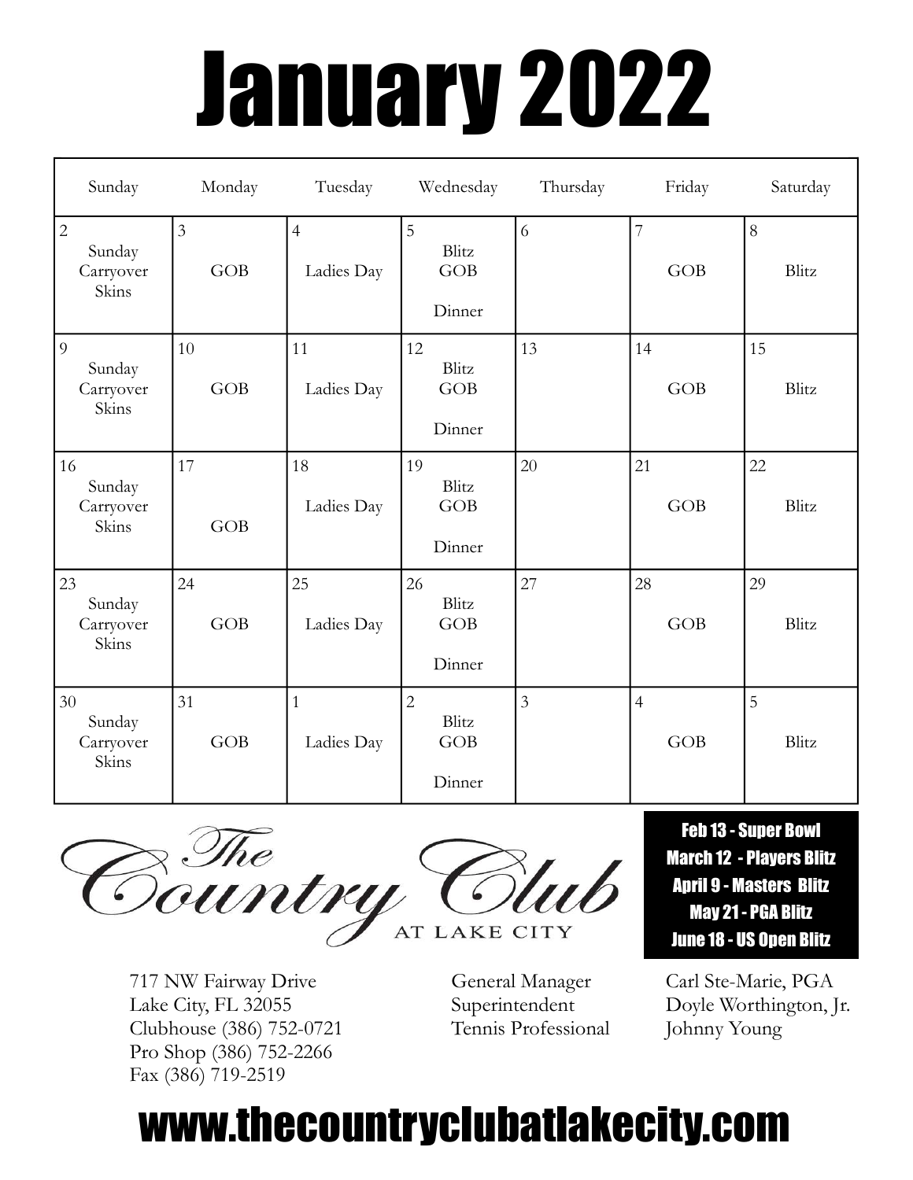# January 2022

| Sunday | Monday | Tuesday | Wednesday | Thursday | Friday | Saturday |
|---|---|---|---|---|---|---|
| 2 Sunday Carryover Skins | 3 GOB | 4 Ladies Day | 5 Blitz GOB Dinner | 6 | 7 GOB | 8 Blitz |
| 9 Sunday Carryover Skins | 10 GOB | 11 Ladies Day | 12 Blitz GOB Dinner | 13 | 14 GOB | 15 Blitz |
| 16 Sunday Carryover Skins | 17 GOB | 18 Ladies Day | 19 Blitz GOB Dinner | 20 | 21 GOB | 22 Blitz |
| 23 Sunday Carryover Skins | 24 GOB | 25 Ladies Day | 26 Blitz GOB Dinner | 27 | 28 GOB | 29 Blitz |
| 30 Sunday Carryover Skins | 31 GOB | 1 Ladies Day | 2 Blitz GOB Dinner | 3 | 4 GOB | 5 Blitz |

The Country Club AT LAKE CITY

**Feb 13 - Super Bowl**
**March 12 - Players Blitz**
**April 9 - Masters Blitz**
**May 21 - PGA Blitz**
**June 18 - US Open Blitz**

717 NW Fairway Drive
Lake City, FL 32055
Clubhouse (386) 752-0721
Pro Shop (386) 752-2266
Fax (386) 719-2519

General Manager — Carl Ste-Marie, PGA
Superintendent — Doyle Worthington, Jr.
Tennis Professional — Johnny Young

## www.thecountryclubatlakecity.com